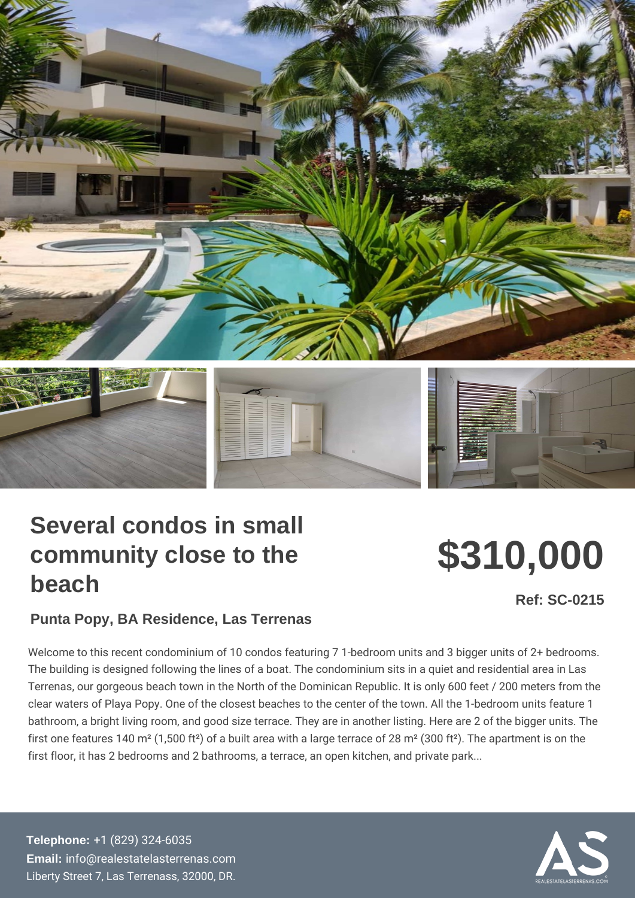# Several condos in small community close to the beach

## $310,000

**Ref: SC-0215**

### Punta Popy, BA Residence, Las Terrenas

Welcome to this recent condominium of 10 condos featuring 7 1-bedroom units and 3 bigger units of 2+ bedrooms. The building is designed following the lines of a boat. The condominium sits in a quiet and residential area in Las Terrenas, our gorgeous beach town in the North of the Dominican Republic. It is only 600 feet / 200 meters from the clear waters of Playa Popy. One of the closest beaches to the center of the town. All the 1-bedroom units feature 1 bathroom, a bright living room, and good size terrace. They are in another listing. Here are 2 of the bigger units. The first one features 140 m² (1,500 ft²) of a built area with a large terrace of 28 m² (300 ft²). The apartment is on the first floor, it has 2 bedrooms and 2 bathrooms, a terrace, an open kitchen, and private park...

**Telephone:** +1 (829) 324-6035
**Email:** info@realestatelasterrenas.com
Liberty Street 7, Las Terrenass, 32000, DR.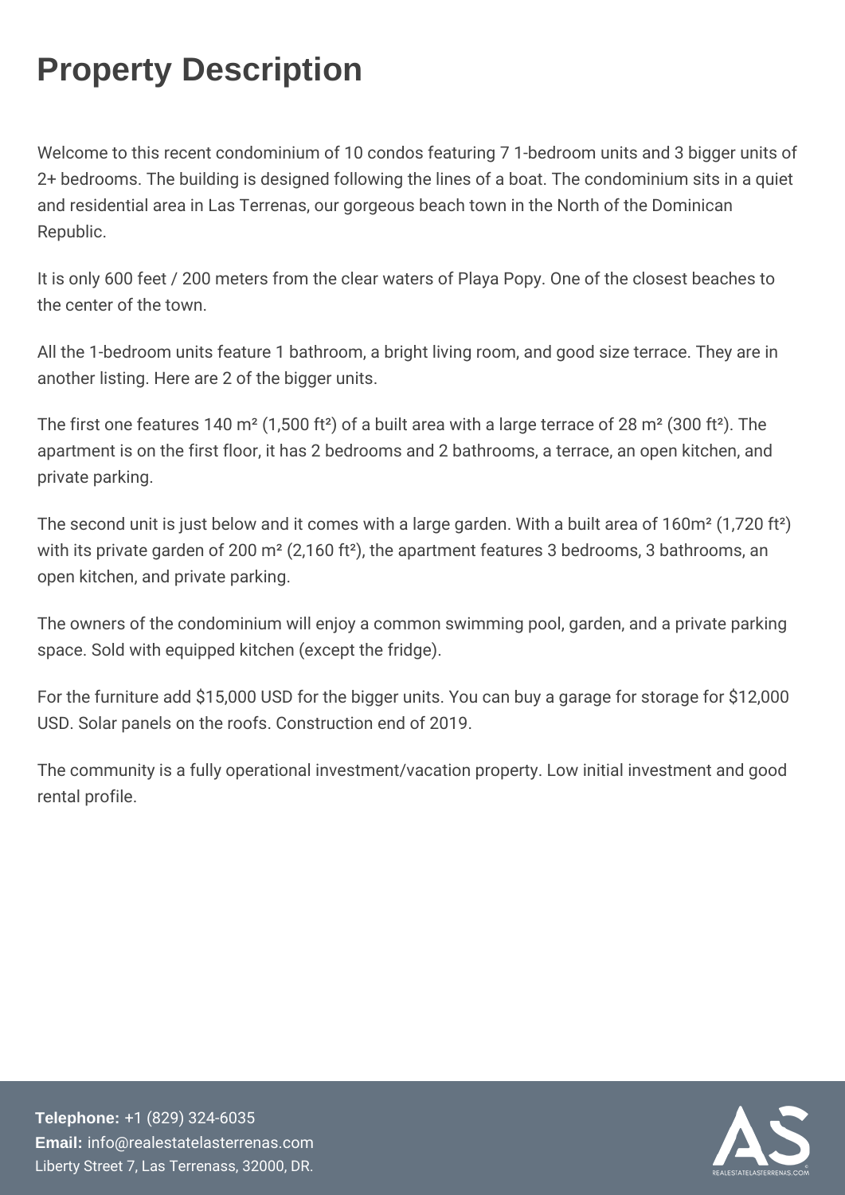# Property Description

Welcome to this recent condominium of 10 condos featuring 7 1-bedroom units and 3 bigger units of 2+ bedrooms. The building is designed following the lines of a boat. The condominium sits in a quiet and residential area in Las Terrenas, our gorgeous beach town in the North of the Dominican Republic.

It is only 600 feet / 200 meters from the clear waters of Playa Popy. One of the closest beaches to the center of the town.

All the 1-bedroom units feature 1 bathroom, a bright living room, and good size terrace. They are in another listing. Here are 2 of the bigger units.

The first one features 140 $m^2$ (1,500 $ft^2$) of a built area with a large terrace of 28 $m^2$ (300 $ft^2$). The apartment is on the first floor, it has 2 bedrooms and 2 bathrooms, a terrace, an open kitchen, and private parking.

The second unit is just below and it comes with a large garden. With a built area of 160$m^2$ (1,720 $ft^2$) with its private garden of 200 $m^2$ (2,160 $ft^2$), the apartment features 3 bedrooms, 3 bathrooms, an open kitchen, and private parking.

The owners of the condominium will enjoy a common swimming pool, garden, and a private parking space. Sold with equipped kitchen (except the fridge).

For the furniture add \$15,000 USD for the bigger units. You can buy a garage for storage for \$12,000 USD. Solar panels on the roofs. Construction end of 2019.

The community is a fully operational investment/vacation property. Low initial investment and good rental profile.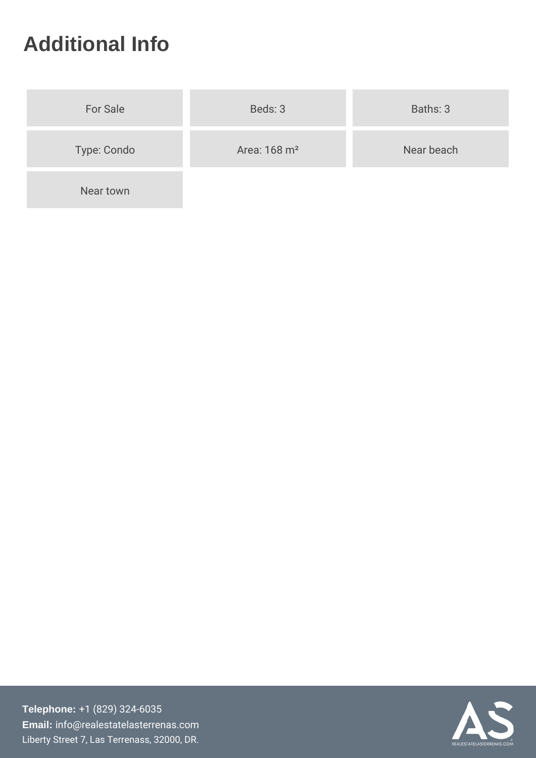# Additional Info

| | | |
|---|---|---|
| For Sale | Beds: 3 | Baths: 3 |
| Type: Condo | Area: 168 m² | Near beach |
| Near town | | |

**Telephone:** +1 (829) 324-6035
**Email:** info@realestatelasterrenas.com
Liberty Street 7, Las Terrenass, 32000, DR.